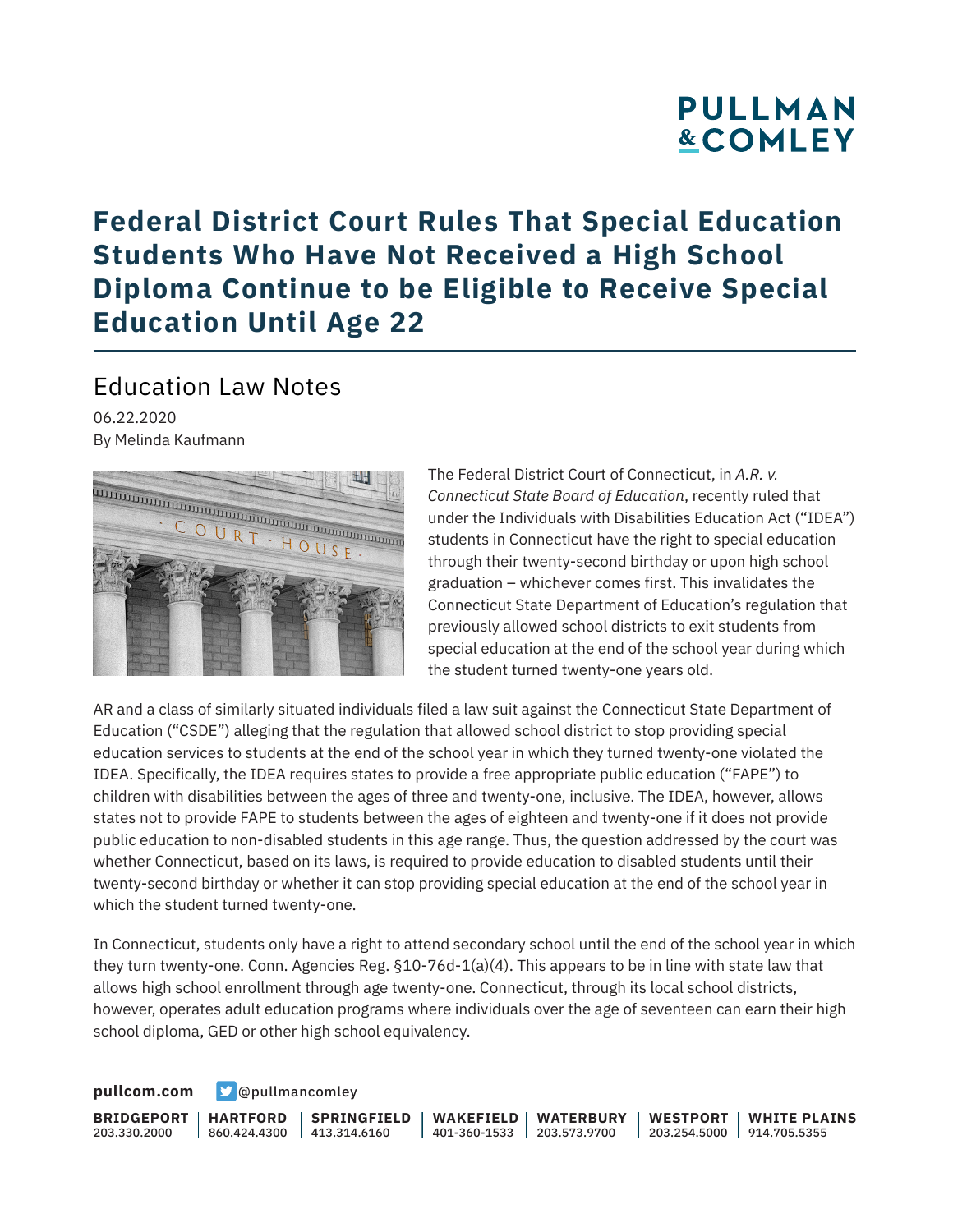# Federal District Court Rules That Special Education Students Who Have Not Received a High School Diploma Continue to be Eligible to Receive Special Education Until Age 22

## Education Law Notes

06.22.2020
By Melinda Kaufmann

The Federal District Court of Connecticut, in *A.R. v. Connecticut State Board of Education*, recently ruled that under the Individuals with Disabilities Education Act ("IDEA") students in Connecticut have the right to special education through their twenty-second birthday or upon high school graduation – whichever comes first. This invalidates the Connecticut State Department of Education's regulation that previously allowed school districts to exit students from special education at the end of the school year during which the student turned twenty-one years old.

AR and a class of similarly situated individuals filed a law suit against the Connecticut State Department of Education ("CSDE") alleging that the regulation that allowed school district to stop providing special education services to students at the end of the school year in which they turned twenty-one violated the IDEA. Specifically, the IDEA requires states to provide a free appropriate public education ("FAPE") to children with disabilities between the ages of three and twenty-one, inclusive. The IDEA, however, allows states not to provide FAPE to students between the ages of eighteen and twenty-one if it does not provide public education to non-disabled students in this age range. Thus, the question addressed by the court was whether Connecticut, based on its laws, is required to provide education to disabled students until their twenty-second birthday or whether it can stop providing special education at the end of the school year in which the student turned twenty-one.

In Connecticut, students only have a right to attend secondary school until the end of the school year in which they turn twenty-one. Conn. Agencies Reg. §10-76d-1(a)(4). This appears to be in line with state law that allows high school enrollment through age twenty-one. Connecticut, through its local school districts, however, operates adult education programs where individuals over the age of seventeen can earn their high school diploma, GED or other high school equivalency.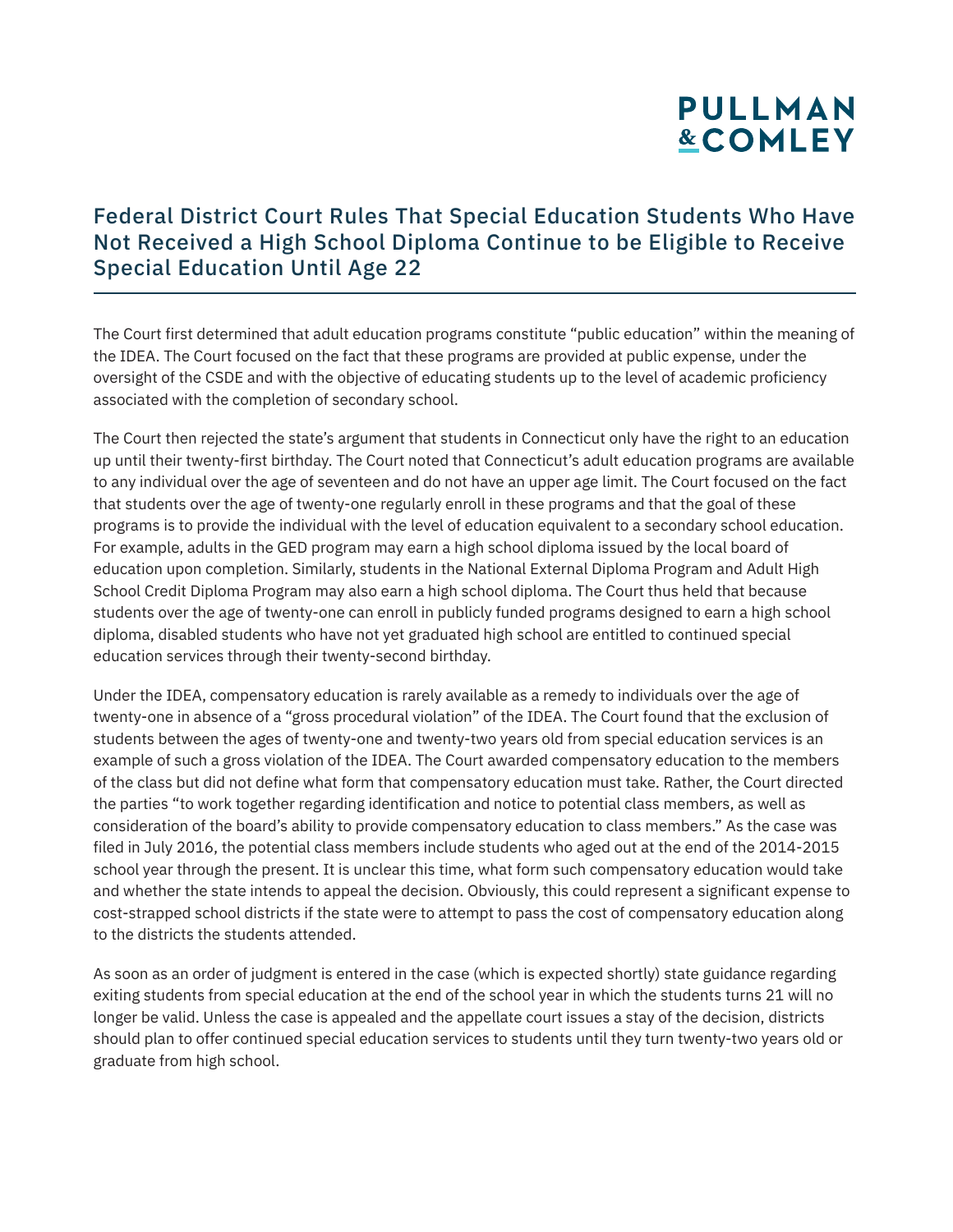# Federal District Court Rules That Special Education Students Who Have Not Received a High School Diploma Continue to be Eligible to Receive Special Education Until Age 22

The Court first determined that adult education programs constitute "public education" within the meaning of the IDEA. The Court focused on the fact that these programs are provided at public expense, under the oversight of the CSDE and with the objective of educating students up to the level of academic proficiency associated with the completion of secondary school.

The Court then rejected the state's argument that students in Connecticut only have the right to an education up until their twenty-first birthday. The Court noted that Connecticut's adult education programs are available to any individual over the age of seventeen and do not have an upper age limit. The Court focused on the fact that students over the age of twenty-one regularly enroll in these programs and that the goal of these programs is to provide the individual with the level of education equivalent to a secondary school education. For example, adults in the GED program may earn a high school diploma issued by the local board of education upon completion. Similarly, students in the National External Diploma Program and Adult High School Credit Diploma Program may also earn a high school diploma. The Court thus held that because students over the age of twenty-one can enroll in publicly funded programs designed to earn a high school diploma, disabled students who have not yet graduated high school are entitled to continued special education services through their twenty-second birthday.

Under the IDEA, compensatory education is rarely available as a remedy to individuals over the age of twenty-one in absence of a "gross procedural violation" of the IDEA. The Court found that the exclusion of students between the ages of twenty-one and twenty-two years old from special education services is an example of such a gross violation of the IDEA. The Court awarded compensatory education to the members of the class but did not define what form that compensatory education must take. Rather, the Court directed the parties "to work together regarding identification and notice to potential class members, as well as consideration of the board's ability to provide compensatory education to class members." As the case was filed in July 2016, the potential class members include students who aged out at the end of the 2014-2015 school year through the present. It is unclear this time, what form such compensatory education would take and whether the state intends to appeal the decision. Obviously, this could represent a significant expense to cost-strapped school districts if the state were to attempt to pass the cost of compensatory education along to the districts the students attended.

As soon as an order of judgment is entered in the case (which is expected shortly) state guidance regarding exiting students from special education at the end of the school year in which the students turns 21 will no longer be valid. Unless the case is appealed and the appellate court issues a stay of the decision, districts should plan to offer continued special education services to students until they turn twenty-two years old or graduate from high school.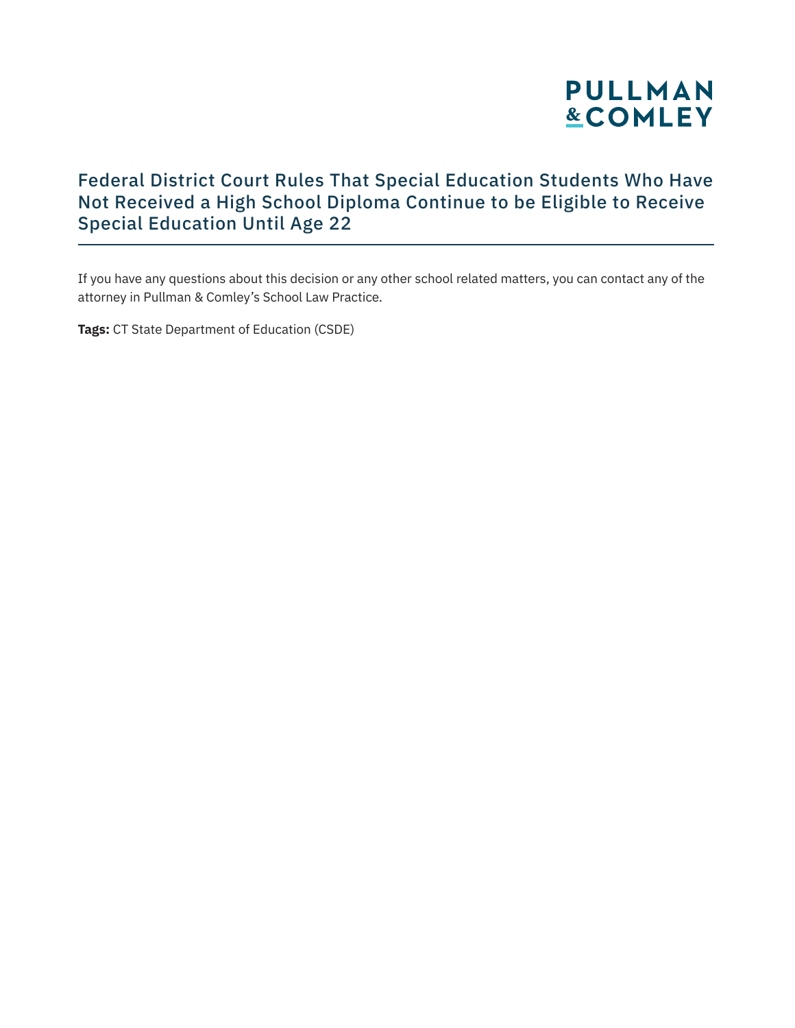# Federal District Court Rules That Special Education Students Who Have Not Received a High School Diploma Continue to be Eligible to Receive Special Education Until Age 22

If you have any questions about this decision or any other school related matters, you can contact any of the attorney in Pullman & Comley's School Law Practice.

**Tags:** CT State Department of Education (CSDE)